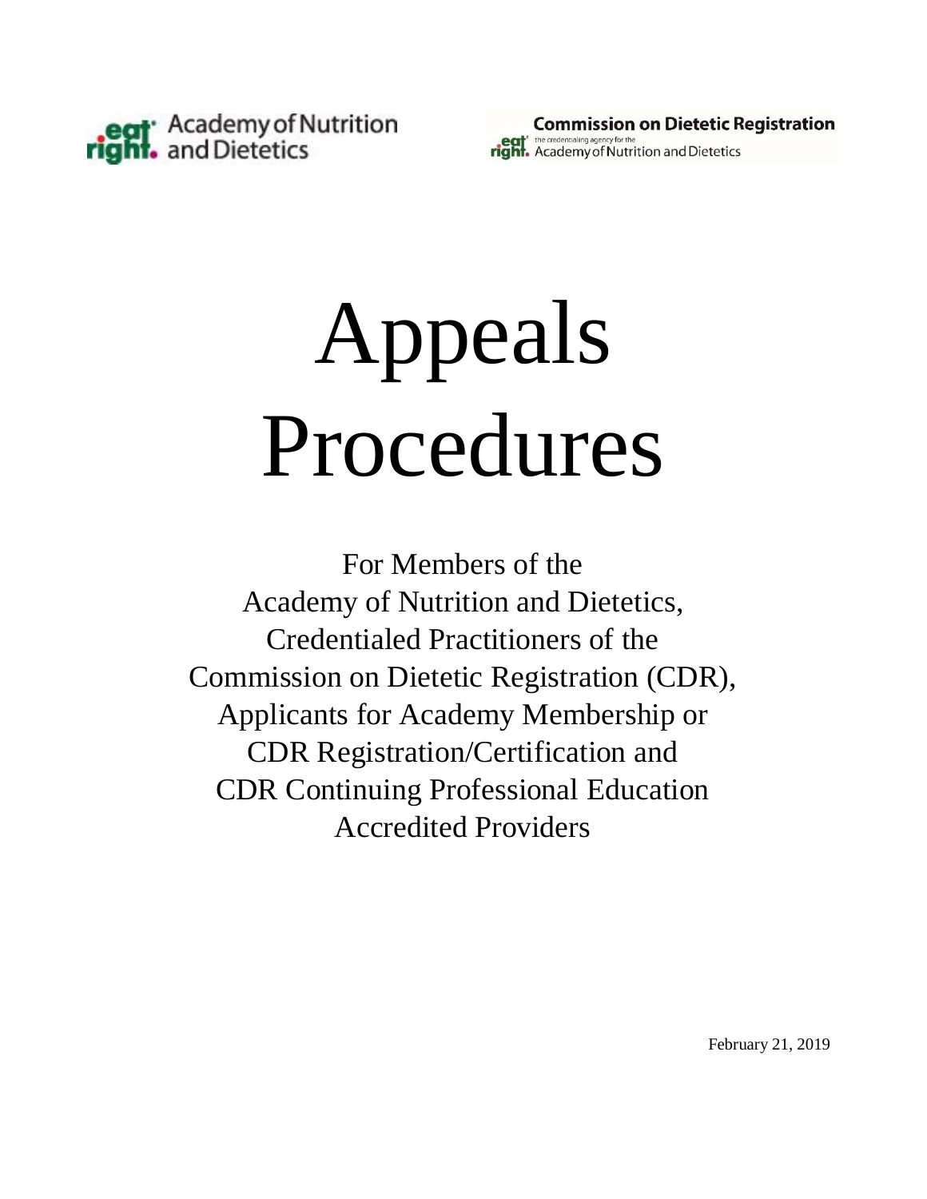Academy of Nutrition and Dietetics

Commission on Dietetic Registration
the credentialing agency for the Academy of Nutrition and Dietetics

# Appeals Procedures

For Members of the
Academy of Nutrition and Dietetics,
Credentialed Practitioners of the
Commission on Dietetic Registration (CDR),
Applicants for Academy Membership or
CDR Registration/Certification and
CDR Continuing Professional Education
Accredited Providers

February 21, 2019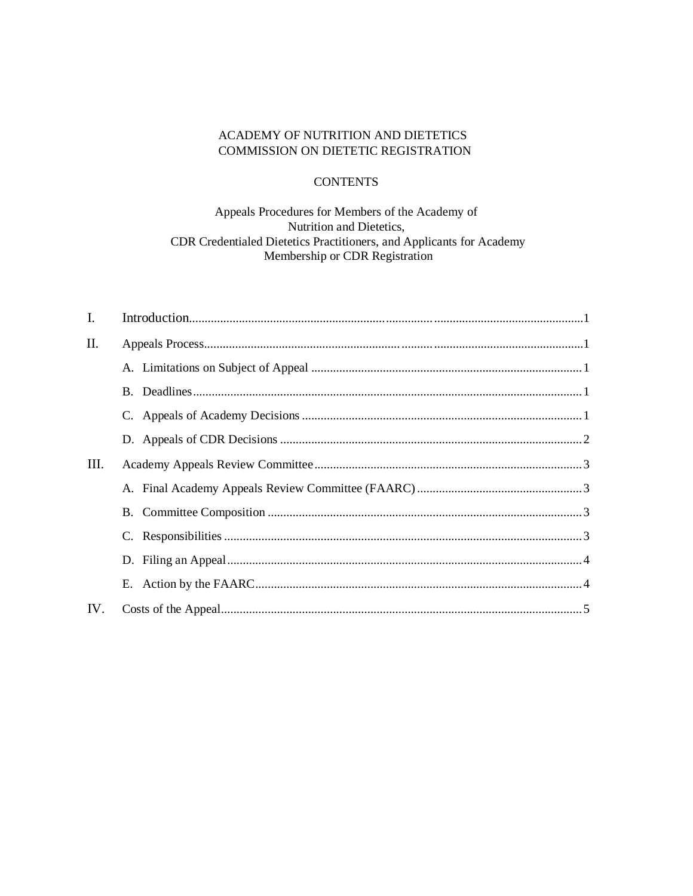ACADEMY OF NUTRITION AND DIETETICS
COMMISSION ON DIETETIC REGISTRATION

CONTENTS

Appeals Procedures for Members of the Academy of Nutrition and Dietetics, CDR Credentialed Dietetics Practitioners, and Applicants for Academy Membership or CDR Registration

| | | |
|---|---|---|
| I. | Introduction | 1 |
| II. | Appeals Process | 1 |
| | A. Limitations on Subject of Appeal | 1 |
| | B. Deadlines | 1 |
| | C. Appeals of Academy Decisions | 1 |
| | D. Appeals of CDR Decisions | 2 |
| III. | Academy Appeals Review Committee | 3 |
| | A. Final Academy Appeals Review Committee (FAARC) | 3 |
| | B. Committee Composition | 3 |
| | C. Responsibilities | 3 |
| | D. Filing an Appeal | 4 |
| | E. Action by the FAARC | 4 |
| IV. | Costs of the Appeal | 5 |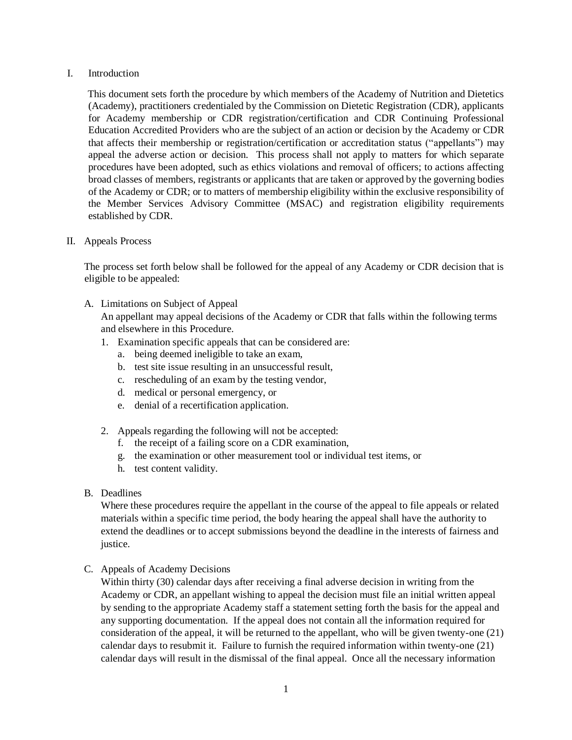## I. Introduction

This document sets forth the procedure by which members of the Academy of Nutrition and Dietetics (Academy), practitioners credentialed by the Commission on Dietetic Registration (CDR), applicants for Academy membership or CDR registration/certification and CDR Continuing Professional Education Accredited Providers who are the subject of an action or decision by the Academy or CDR that affects their membership or registration/certification or accreditation status ("appellants") may appeal the adverse action or decision. This process shall not apply to matters for which separate procedures have been adopted, such as ethics violations and removal of officers; to actions affecting broad classes of members, registrants or applicants that are taken or approved by the governing bodies of the Academy or CDR; or to matters of membership eligibility within the exclusive responsibility of the Member Services Advisory Committee (MSAC) and registration eligibility requirements established by CDR.

## II. Appeals Process

The process set forth below shall be followed for the appeal of any Academy or CDR decision that is eligible to be appealed:

### A. Limitations on Subject of Appeal

An appellant may appeal decisions of the Academy or CDR that falls within the following terms and elsewhere in this Procedure.

1. Examination specific appeals that can be considered are:
   a. being deemed ineligible to take an exam,
   b. test site issue resulting in an unsuccessful result,
   c. rescheduling of an exam by the testing vendor,
   d. medical or personal emergency, or
   e. denial of a recertification application.

2. Appeals regarding the following will not be accepted:
   f. the receipt of a failing score on a CDR examination,
   g. the examination or other measurement tool or individual test items, or
   h. test content validity.

### B. Deadlines

Where these procedures require the appellant in the course of the appeal to file appeals or related materials within a specific time period, the body hearing the appeal shall have the authority to extend the deadlines or to accept submissions beyond the deadline in the interests of fairness and justice.

### C. Appeals of Academy Decisions

Within thirty (30) calendar days after receiving a final adverse decision in writing from the Academy or CDR, an appellant wishing to appeal the decision must file an initial written appeal by sending to the appropriate Academy staff a statement setting forth the basis for the appeal and any supporting documentation. If the appeal does not contain all the information required for consideration of the appeal, it will be returned to the appellant, who will be given twenty-one (21) calendar days to resubmit it. Failure to furnish the required information within twenty-one (21) calendar days will result in the dismissal of the final appeal. Once all the necessary information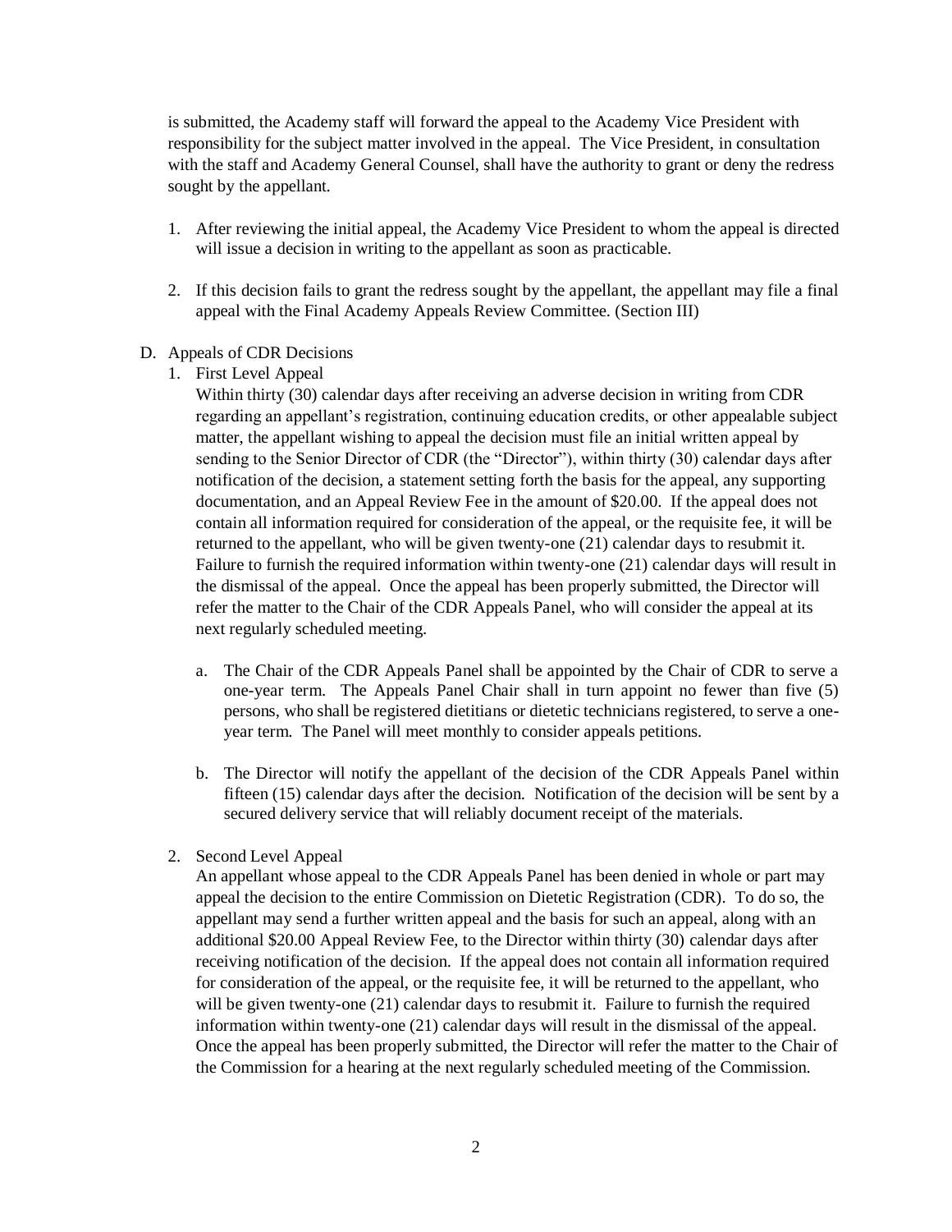is submitted, the Academy staff will forward the appeal to the Academy Vice President with responsibility for the subject matter involved in the appeal. The Vice President, in consultation with the staff and Academy General Counsel, shall have the authority to grant or deny the redress sought by the appellant.

1. After reviewing the initial appeal, the Academy Vice President to whom the appeal is directed will issue a decision in writing to the appellant as soon as practicable.

2. If this decision fails to grant the redress sought by the appellant, the appellant may file a final appeal with the Final Academy Appeals Review Committee. (Section III)

D. Appeals of CDR Decisions

1. First Level Appeal

   Within thirty (30) calendar days after receiving an adverse decision in writing from CDR regarding an appellant's registration, continuing education credits, or other appealable subject matter, the appellant wishing to appeal the decision must file an initial written appeal by sending to the Senior Director of CDR (the "Director"), within thirty (30) calendar days after notification of the decision, a statement setting forth the basis for the appeal, any supporting documentation, and an Appeal Review Fee in the amount of $20.00. If the appeal does not contain all information required for consideration of the appeal, or the requisite fee, it will be returned to the appellant, who will be given twenty-one (21) calendar days to resubmit it. Failure to furnish the required information within twenty-one (21) calendar days will result in the dismissal of the appeal. Once the appeal has been properly submitted, the Director will refer the matter to the Chair of the CDR Appeals Panel, who will consider the appeal at its next regularly scheduled meeting.

   a. The Chair of the CDR Appeals Panel shall be appointed by the Chair of CDR to serve a one-year term. The Appeals Panel Chair shall in turn appoint no fewer than five (5) persons, who shall be registered dietitians or dietetic technicians registered, to serve a one-year term. The Panel will meet monthly to consider appeals petitions.

   b. The Director will notify the appellant of the decision of the CDR Appeals Panel within fifteen (15) calendar days after the decision. Notification of the decision will be sent by a secured delivery service that will reliably document receipt of the materials.

2. Second Level Appeal

   An appellant whose appeal to the CDR Appeals Panel has been denied in whole or part may appeal the decision to the entire Commission on Dietetic Registration (CDR). To do so, the appellant may send a further written appeal and the basis for such an appeal, along with an additional $20.00 Appeal Review Fee, to the Director within thirty (30) calendar days after receiving notification of the decision. If the appeal does not contain all information required for consideration of the appeal, or the requisite fee, it will be returned to the appellant, who will be given twenty-one (21) calendar days to resubmit it. Failure to furnish the required information within twenty-one (21) calendar days will result in the dismissal of the appeal. Once the appeal has been properly submitted, the Director will refer the matter to the Chair of the Commission for a hearing at the next regularly scheduled meeting of the Commission.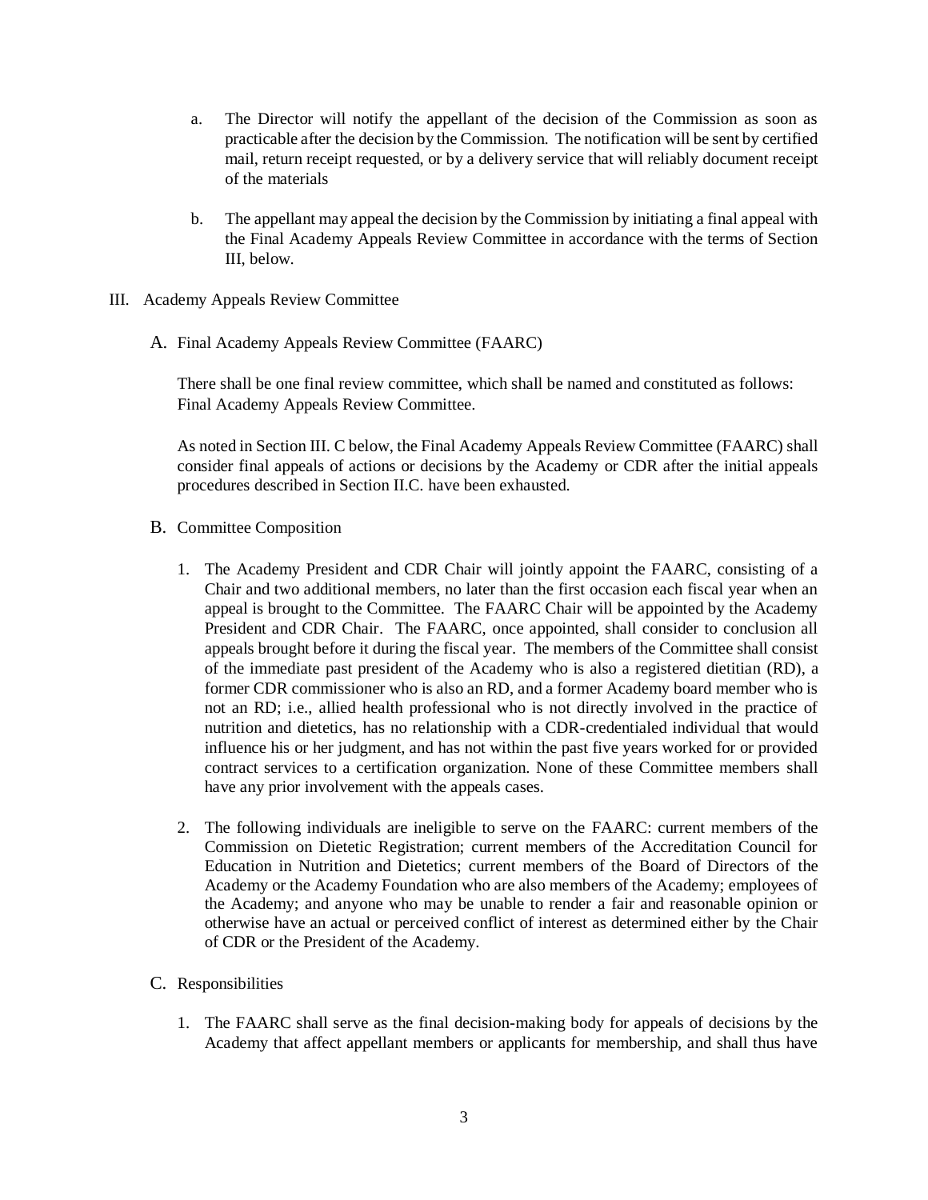a. The Director will notify the appellant of the decision of the Commission as soon as practicable after the decision by the Commission. The notification will be sent by certified mail, return receipt requested, or by a delivery service that will reliably document receipt of the materials

b. The appellant may appeal the decision by the Commission by initiating a final appeal with the Final Academy Appeals Review Committee in accordance with the terms of Section III, below.

## III. Academy Appeals Review Committee

### A. Final Academy Appeals Review Committee (FAARC)

There shall be one final review committee, which shall be named and constituted as follows: Final Academy Appeals Review Committee.

As noted in Section III. C below, the Final Academy Appeals Review Committee (FAARC) shall consider final appeals of actions or decisions by the Academy or CDR after the initial appeals procedures described in Section II.C. have been exhausted.

### B. Committee Composition

1. The Academy President and CDR Chair will jointly appoint the FAARC, consisting of a Chair and two additional members, no later than the first occasion each fiscal year when an appeal is brought to the Committee. The FAARC Chair will be appointed by the Academy President and CDR Chair. The FAARC, once appointed, shall consider to conclusion all appeals brought before it during the fiscal year. The members of the Committee shall consist of the immediate past president of the Academy who is also a registered dietitian (RD), a former CDR commissioner who is also an RD, and a former Academy board member who is not an RD; i.e., allied health professional who is not directly involved in the practice of nutrition and dietetics, has no relationship with a CDR-credentialed individual that would influence his or her judgment, and has not within the past five years worked for or provided contract services to a certification organization. None of these Committee members shall have any prior involvement with the appeals cases.

2. The following individuals are ineligible to serve on the FAARC: current members of the Commission on Dietetic Registration; current members of the Accreditation Council for Education in Nutrition and Dietetics; current members of the Board of Directors of the Academy or the Academy Foundation who are also members of the Academy; employees of the Academy; and anyone who may be unable to render a fair and reasonable opinion or otherwise have an actual or perceived conflict of interest as determined either by the Chair of CDR or the President of the Academy.

### C. Responsibilities

1. The FAARC shall serve as the final decision-making body for appeals of decisions by the Academy that affect appellant members or applicants for membership, and shall thus have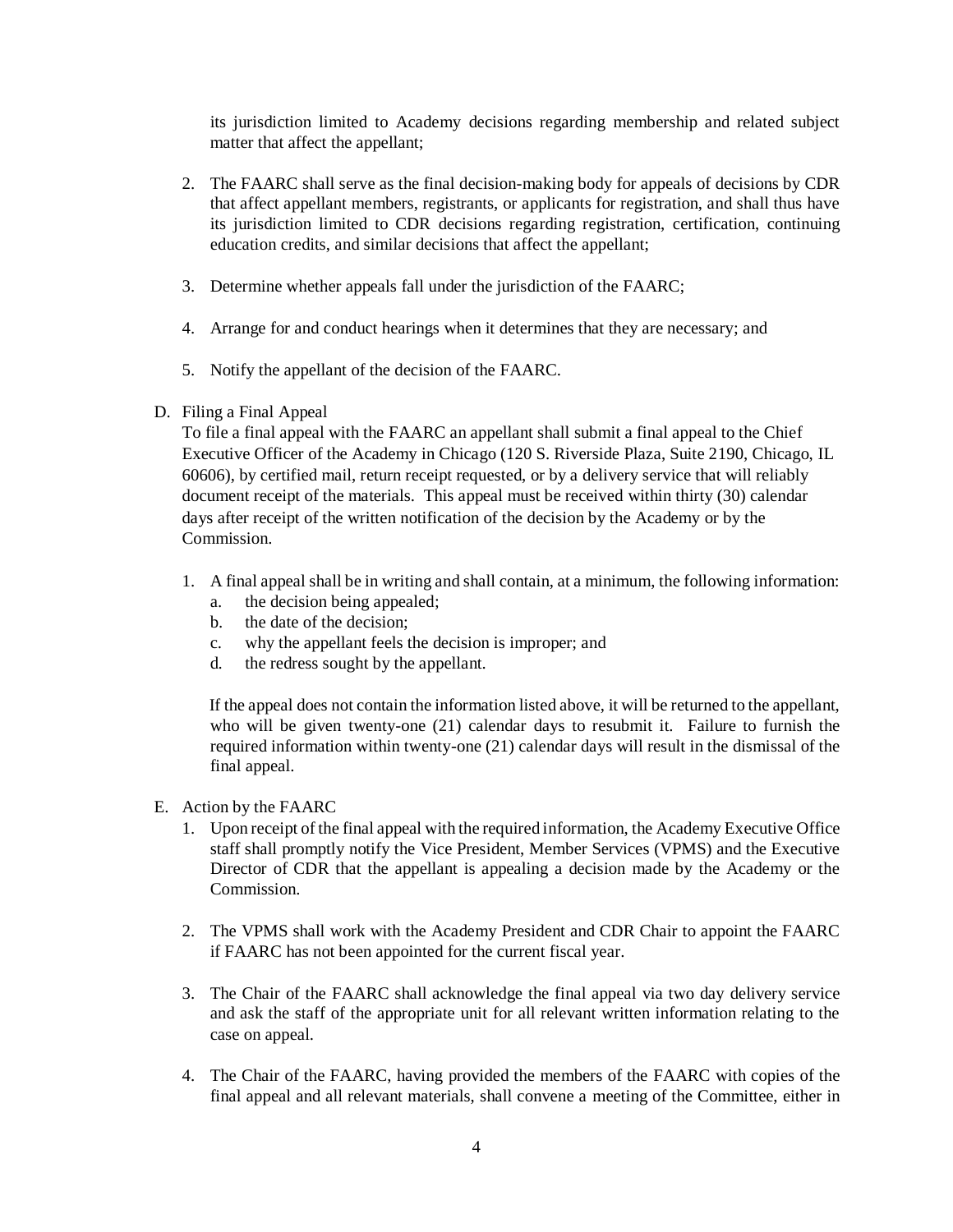its jurisdiction limited to Academy decisions regarding membership and related subject matter that affect the appellant;

2. The FAARC shall serve as the final decision-making body for appeals of decisions by CDR that affect appellant members, registrants, or applicants for registration, and shall thus have its jurisdiction limited to CDR decisions regarding registration, certification, continuing education credits, and similar decisions that affect the appellant;

3. Determine whether appeals fall under the jurisdiction of the FAARC;

4. Arrange for and conduct hearings when it determines that they are necessary; and

5. Notify the appellant of the decision of the FAARC.

D. Filing a Final Appeal

To file a final appeal with the FAARC an appellant shall submit a final appeal to the Chief Executive Officer of the Academy in Chicago (120 S. Riverside Plaza, Suite 2190, Chicago, IL 60606), by certified mail, return receipt requested, or by a delivery service that will reliably document receipt of the materials. This appeal must be received within thirty (30) calendar days after receipt of the written notification of the decision by the Academy or by the Commission.

1. A final appeal shall be in writing and shall contain, at a minimum, the following information:
   a. the decision being appealed;
   b. the date of the decision;
   c. why the appellant feels the decision is improper; and
   d. the redress sought by the appellant.

   If the appeal does not contain the information listed above, it will be returned to the appellant, who will be given twenty-one (21) calendar days to resubmit it. Failure to furnish the required information within twenty-one (21) calendar days will result in the dismissal of the final appeal.

E. Action by the FAARC

1. Upon receipt of the final appeal with the required information, the Academy Executive Office staff shall promptly notify the Vice President, Member Services (VPMS) and the Executive Director of CDR that the appellant is appealing a decision made by the Academy or the Commission.

2. The VPMS shall work with the Academy President and CDR Chair to appoint the FAARC if FAARC has not been appointed for the current fiscal year.

3. The Chair of the FAARC shall acknowledge the final appeal via two day delivery service and ask the staff of the appropriate unit for all relevant written information relating to the case on appeal.

4. The Chair of the FAARC, having provided the members of the FAARC with copies of the final appeal and all relevant materials, shall convene a meeting of the Committee, either in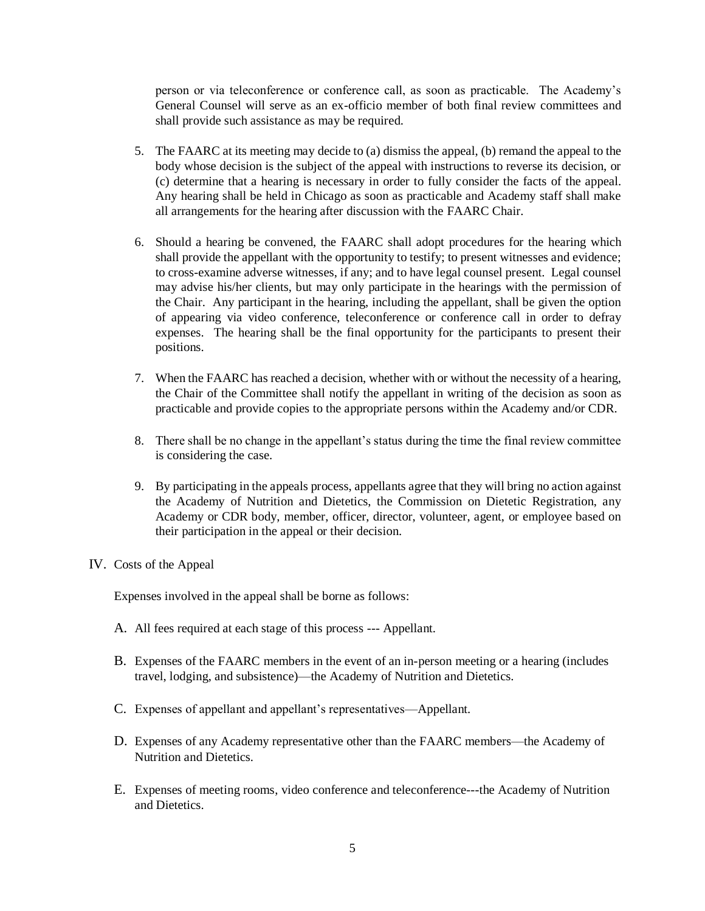person or via teleconference or conference call, as soon as practicable. The Academy's General Counsel will serve as an ex-officio member of both final review committees and shall provide such assistance as may be required.

5. The FAARC at its meeting may decide to (a) dismiss the appeal, (b) remand the appeal to the body whose decision is the subject of the appeal with instructions to reverse its decision, or (c) determine that a hearing is necessary in order to fully consider the facts of the appeal. Any hearing shall be held in Chicago as soon as practicable and Academy staff shall make all arrangements for the hearing after discussion with the FAARC Chair.

6. Should a hearing be convened, the FAARC shall adopt procedures for the hearing which shall provide the appellant with the opportunity to testify; to present witnesses and evidence; to cross-examine adverse witnesses, if any; and to have legal counsel present. Legal counsel may advise his/her clients, but may only participate in the hearings with the permission of the Chair. Any participant in the hearing, including the appellant, shall be given the option of appearing via video conference, teleconference or conference call in order to defray expenses. The hearing shall be the final opportunity for the participants to present their positions.

7. When the FAARC has reached a decision, whether with or without the necessity of a hearing, the Chair of the Committee shall notify the appellant in writing of the decision as soon as practicable and provide copies to the appropriate persons within the Academy and/or CDR.

8. There shall be no change in the appellant's status during the time the final review committee is considering the case.

9. By participating in the appeals process, appellants agree that they will bring no action against the Academy of Nutrition and Dietetics, the Commission on Dietetic Registration, any Academy or CDR body, member, officer, director, volunteer, agent, or employee based on their participation in the appeal or their decision.

IV. Costs of the Appeal

Expenses involved in the appeal shall be borne as follows:

A. All fees required at each stage of this process --- Appellant.

B. Expenses of the FAARC members in the event of an in-person meeting or a hearing (includes travel, lodging, and subsistence)—the Academy of Nutrition and Dietetics.

C. Expenses of appellant and appellant's representatives—Appellant.

D. Expenses of any Academy representative other than the FAARC members—the Academy of Nutrition and Dietetics.

E. Expenses of meeting rooms, video conference and teleconference---the Academy of Nutrition and Dietetics.